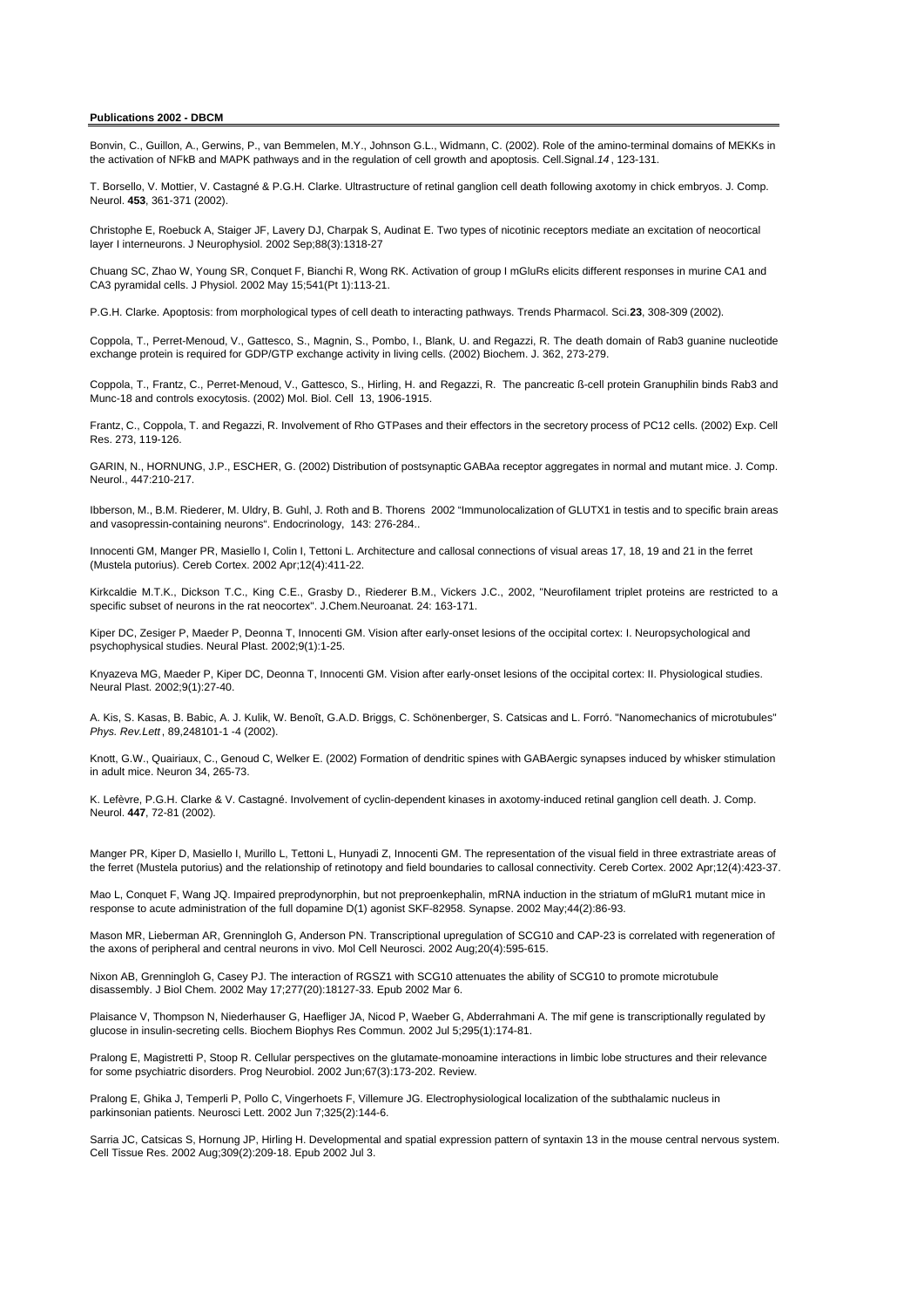**Publications 2002 - DBCM**

Bonvin, C., Guillon, A., Gerwins, P., van Bemmelen, M.Y., Johnson G.L., Widmann, C. (2002). Role of the amino-terminal domains of MEKKs in the activation of NFkB and MAPK pathways and in the regulation of cell growth and apoptosis. Cell.Signal.*14* , 123-131.

T. Borsello, V. Mottier, V. Castagné & P.G.H. Clarke. Ultrastructure of retinal ganglion cell death following axotomy in chick embryos. J. Comp. Neurol. **453**, 361-371 (2002).

Christophe E, Roebuck A, Staiger JF, Lavery DJ, Charpak S, Audinat E. Two types of nicotinic receptors mediate an excitation of neocortical layer I interneurons. J Neurophysiol. 2002 Sep;88(3):1318-27

Chuang SC, Zhao W, Young SR, Conquet F, Bianchi R, Wong RK. Activation of group I mGluRs elicits different responses in murine CA1 and CA3 pyramidal cells. J Physiol. 2002 May 15;541(Pt 1):113-21.

P.G.H. Clarke. Apoptosis: from morphological types of cell death to interacting pathways. Trends Pharmacol. Sci.**23**, 308-309 (2002).

Coppola, T., Perret-Menoud, V., Gattesco, S., Magnin, S., Pombo, I., Blank, U. and Regazzi, R. The death domain of Rab3 guanine nucleotide exchange protein is required for GDP/GTP exchange activity in living cells. (2002) Biochem. J. 362, 273-279.

Coppola, T., Frantz, C., Perret-Menoud, V., Gattesco, S., Hirling, H. and Regazzi, R. The pancreatic ß-cell protein Granuphilin binds Rab3 and Munc-18 and controls exocytosis. (2002) Mol. Biol. Cell 13, 1906-1915.

Frantz, C., Coppola, T. and Regazzi, R. Involvement of Rho GTPases and their effectors in the secretory process of PC12 cells. (2002) Exp. Cell Res. 273, 119-126.

GARIN, N., HORNUNG, J.P., ESCHER, G. (2002) Distribution of postsynaptic GABAa receptor aggregates in normal and mutant mice. J. Comp. Neurol., 447:210-217.

Ibberson, M., B.M. Riederer, M. Uldry, B. Guhl, J. Roth and B. Thorens 2002 "Immunolocalization of GLUTX1 in testis and to specific brain areas and vasopressin-containing neurons". Endocrinology, 143: 276-284..

Innocenti GM, Manger PR, Masiello I, Colin I, Tettoni L. Architecture and callosal connections of visual areas 17, 18, 19 and 21 in the ferret (Mustela putorius). Cereb Cortex. 2002 Apr;12(4):411-22.

Kirkcaldie M.T.K., Dickson T.C., King C.E., Grasby D., Riederer B.M., Vickers J.C., 2002, "Neurofilament triplet proteins are restricted to a specific subset of neurons in the rat neocortex". J.Chem.Neuroanat. 24: 163-171.

Kiper DC, Zesiger P, Maeder P, Deonna T, Innocenti GM. Vision after early-onset lesions of the occipital cortex: I. Neuropsychological and psychophysical studies. Neural Plast. 2002;9(1):1-25.

Knyazeva MG, Maeder P, Kiper DC, Deonna T, Innocenti GM. Vision after early-onset lesions of the occipital cortex: II. Physiological studies. Neural Plast. 2002;9(1):27-40.

A. Kis, S. Kasas, B. Babic, A. J. Kulik, W. Benoît, G.A.D. Briggs, C. Schönenberger, S. Catsicas and L. Forró. "Nanomechanics of microtubules" *Phys. Rev.Lett* , 89,248101-1 -4 (2002).

Knott, G.W., Quairiaux, C., Genoud C, Welker E. (2002) Formation of dendritic spines with GABAergic synapses induced by whisker stimulation in adult mice. Neuron 34, 265-73.

K. Lefèvre, P.G.H. Clarke & V. Castagné. Involvement of cyclin-dependent kinases in axotomy-induced retinal ganglion cell death. J. Comp. Neurol. **447**, 72-81 (2002).

Manger PR, Kiper D, Masiello I, Murillo L, Tettoni L, Hunyadi Z, Innocenti GM. The representation of the visual field in three extrastriate areas of the ferret (Mustela putorius) and the relationship of retinotopy and field boundaries to callosal connectivity. Cereb Cortex. 2002 Apr;12(4):423-37.

Mao L, Conquet F, Wang JQ. Impaired preprodynorphin, but not preproenkephalin, mRNA induction in the striatum of mGluR1 mutant mice in response to acute administration of the full dopamine D(1) agonist SKF-82958. Synapse. 2002 May;44(2):86-93.

Mason MR, Lieberman AR, Grenningloh G, Anderson PN. Transcriptional upregulation of SCG10 and CAP-23 is correlated with regeneration of the axons of peripheral and central neurons in vivo. Mol Cell Neurosci. 2002 Aug;20(4):595-615.

Nixon AB, Grenningloh G, Casey PJ. The interaction of RGSZ1 with SCG10 attenuates the ability of SCG10 to promote microtubule disassembly. J Biol Chem. 2002 May 17;277(20):18127-33. Epub 2002 Mar 6.

Plaisance V, Thompson N, Niederhauser G, Haefliger JA, Nicod P, Waeber G, Abderrahmani A. The mif gene is transcriptionally regulated by glucose in insulin-secreting cells. Biochem Biophys Res Commun. 2002 Jul 5;295(1):174-81.

Pralong E, Magistretti P, Stoop R. Cellular perspectives on the glutamate-monoamine interactions in limbic lobe structures and their relevance for some psychiatric disorders. Prog Neurobiol. 2002 Jun;67(3):173-202. Review.

Pralong E, Ghika J, Temperli P, Pollo C, Vingerhoets F, Villemure JG. Electrophysiological localization of the subthalamic nucleus in parkinsonian patients. Neurosci Lett. 2002 Jun 7;325(2):144-6.

Sarria JC, Catsicas S, Hornung JP, Hirling H. Developmental and spatial expression pattern of syntaxin 13 in the mouse central nervous system. Cell Tissue Res. 2002 Aug;309(2):209-18. Epub 2002 Jul 3.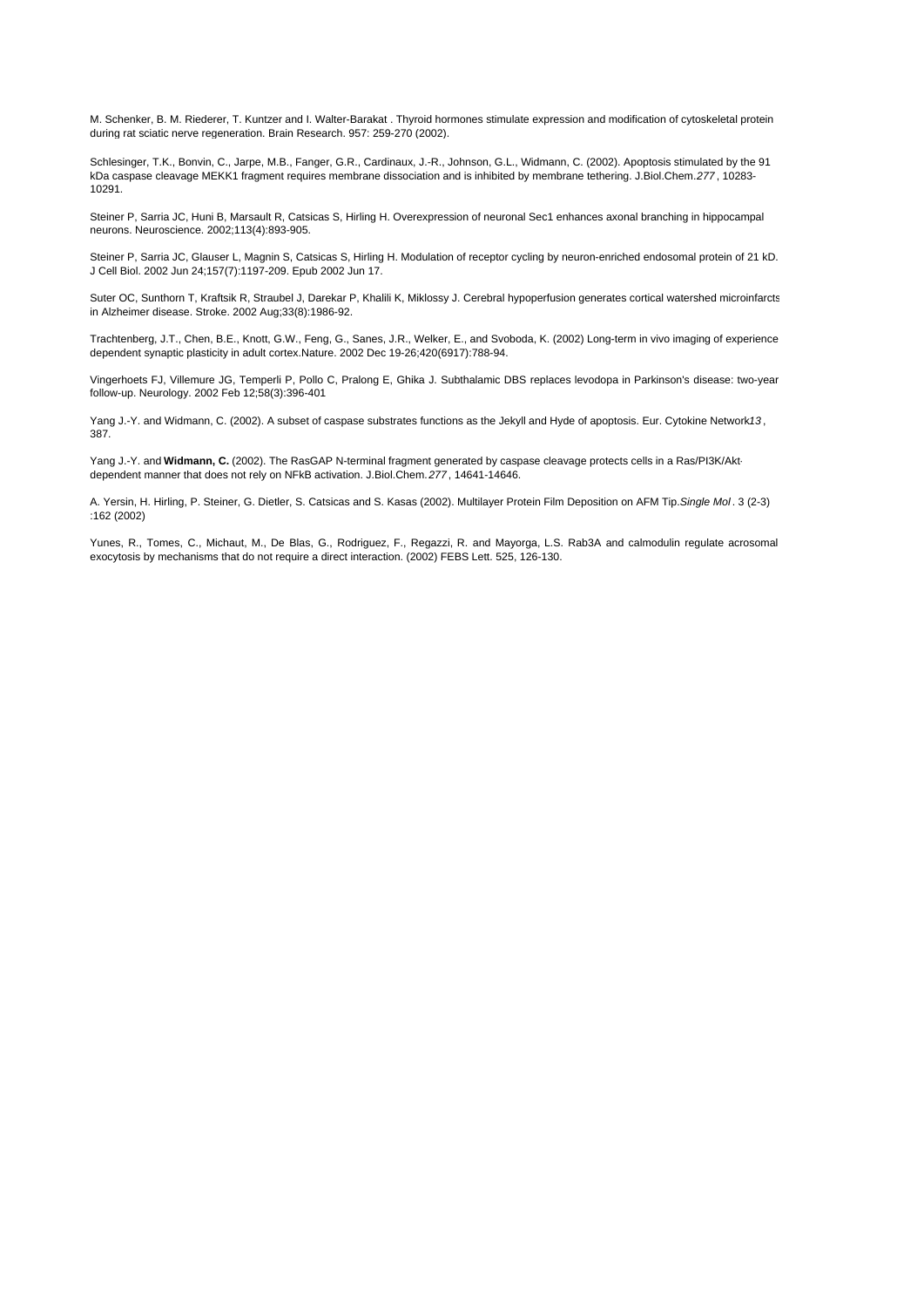M. Schenker, B. M. Riederer, T. Kuntzer and I. Walter-Barakat . Thyroid hormones stimulate expression and modification of cytoskeletal protein during rat sciatic nerve regeneration. Brain Research. 957: 259-270 (2002).

Schlesinger, T.K., Bonvin, C., Jarpe, M.B., Fanger, G.R., Cardinaux, J.-R., Johnson, G.L., Widmann, C. (2002). Apoptosis stimulated by the 91 kDa caspase cleavage MEKK1 fragment requires membrane dissociation and is inhibited by membrane tethering. J.Biol.Chem.*277* , 10283-10291.

Steiner P, Sarria JC, Huni B, Marsault R, Catsicas S, Hirling H. Overexpression of neuronal Sec1 enhances axonal branching in hippocampal neurons. Neuroscience. 2002;113(4):893-905.

Steiner P, Sarria JC, Glauser L, Magnin S, Catsicas S, Hirling H. Modulation of receptor cycling by neuron-enriched endosomal protein of 21 kD. J Cell Biol. 2002 Jun 24;157(7):1197-209. Epub 2002 Jun 17.

Suter OC, Sunthorn T, Kraftsik R, Straubel J, Darekar P, Khalili K, Miklossy J. Cerebral hypoperfusion generates cortical watershed microinfarcts in Alzheimer disease. Stroke. 2002 Aug;33(8):1986-92.

Trachtenberg, J.T., Chen, B.E., Knott, G.W., Feng, G., Sanes, J.R., Welker, E., and Svoboda, K. (2002) Long-term in vivo imaging of experience dependent synaptic plasticity in adult cortex.Nature. 2002 Dec 19-26;420(6917):788-94.

Vingerhoets FJ, Villemure JG, Temperli P, Pollo C, Pralong E, Ghika J. Subthalamic DBS replaces levodopa in Parkinson's disease: two-year follow-up. Neurology. 2002 Feb 12;58(3):396-401

Yang J.-Y. and Widmann, C. (2002). A subset of caspase substrates functions as the Jekyll and Hyde of apoptosis. Eur. Cytokine Network*13* , 387.

Yang J.-Y. and **Widmann, C.** (2002). The RasGAP N-terminal fragment generated by caspase cleavage protects cells in a Ras/PI3K/Akt-dependent manner that does not rely on NFkB activation. J.Biol.Chem.*277* , 14641-14646.

A. Yersin, H. Hirling, P. Steiner, G. Dietler, S. Catsicas and S. Kasas (2002). Multilayer Protein Film Deposition on AFM Tip.*Single Mol* . 3 (2-3) :162 (2002)

Yunes, R., Tomes, C., Michaut, M., De Blas, G., Rodriguez, F., Regazzi, R. and Mayorga, L.S. Rab3A and calmodulin regulate acrosomal exocytosis by mechanisms that do not require a direct interaction. (2002) FEBS Lett. 525, 126-130.